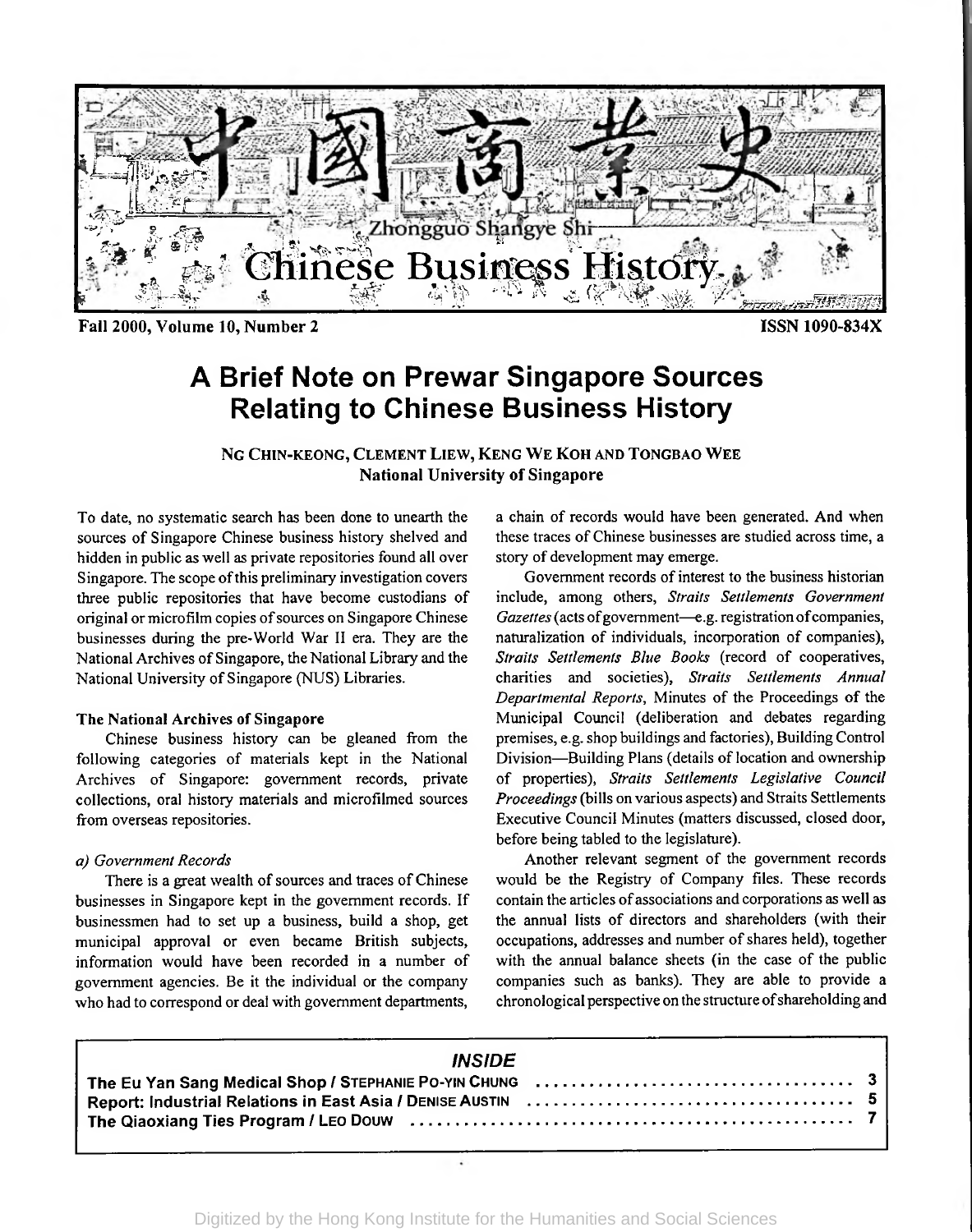# 中國商業史

Zhongguo Shangye Shi

Chinese Business History

Fall 2000, Volume 10, Number 2

ISSN 1090-834X

## A Brief Note on Prewar Singapore Sources Relating to Chinese Business History

**NG CHIN-KEONG, CLEMENT LIEW, KENG WE KOH AND TONGBAO WEE**
**National University of Singapore**

To date, no systematic search has been done to unearth the sources of Singapore Chinese business history shelved and hidden in public as well as private repositories found all over Singapore. The scope of this preliminary investigation covers three public repositories that have become custodians of original or microfilm copies of sources on Singapore Chinese businesses during the pre-World War II era. They are the National Archives of Singapore, the National Library and the National University of Singapore (NUS) Libraries.

### The National Archives of Singapore

Chinese business history can be gleaned from the following categories of materials kept in the National Archives of Singapore: government records, private collections, oral history materials and microfilmed sources from overseas repositories.

#### *a) Government Records*

There is a great wealth of sources and traces of Chinese businesses in Singapore kept in the government records. If businessmen had to set up a business, build a shop, get municipal approval or even became British subjects, information would have been recorded in a number of government agencies. Be it the individual or the company who had to correspond or deal with government departments, a chain of records would have been generated. And when these traces of Chinese businesses are studied across time, a story of development may emerge.

Government records of interest to the business historian include, among others, *Straits Settlements Government Gazettes* (acts of government—e.g. registration of companies, naturalization of individuals, incorporation of companies), *Straits Settlements Blue Books* (record of cooperatives, charities and societies), *Straits Settlements Annual Departmental Reports*, Minutes of the Proceedings of the Municipal Council (deliberation and debates regarding premises, e.g. shop buildings and factories), Building Control Division—Building Plans (details of location and ownership of properties), *Straits Settlements Legislative Council Proceedings* (bills on various aspects) and Straits Settlements Executive Council Minutes (matters discussed, closed door, before being tabled to the legislature).

Another relevant segment of the government records would be the Registry of Company files. These records contain the articles of associations and corporations as well as the annual lists of directors and shareholders (with their occupations, addresses and number of shares held), together with the annual balance sheets (in the case of the public companies such as banks). They are able to provide a chronological perspective on the structure of shareholding and

---

**INSIDE**

- The Eu Yan Sang Medical Shop / STEPHANIE PO-YIN CHUNG ..... 3
- Report: Industrial Relations in East Asia / DENISE AUSTIN ..... 5
- The Qiaoxiang Ties Program / LEO DOUW ..... 7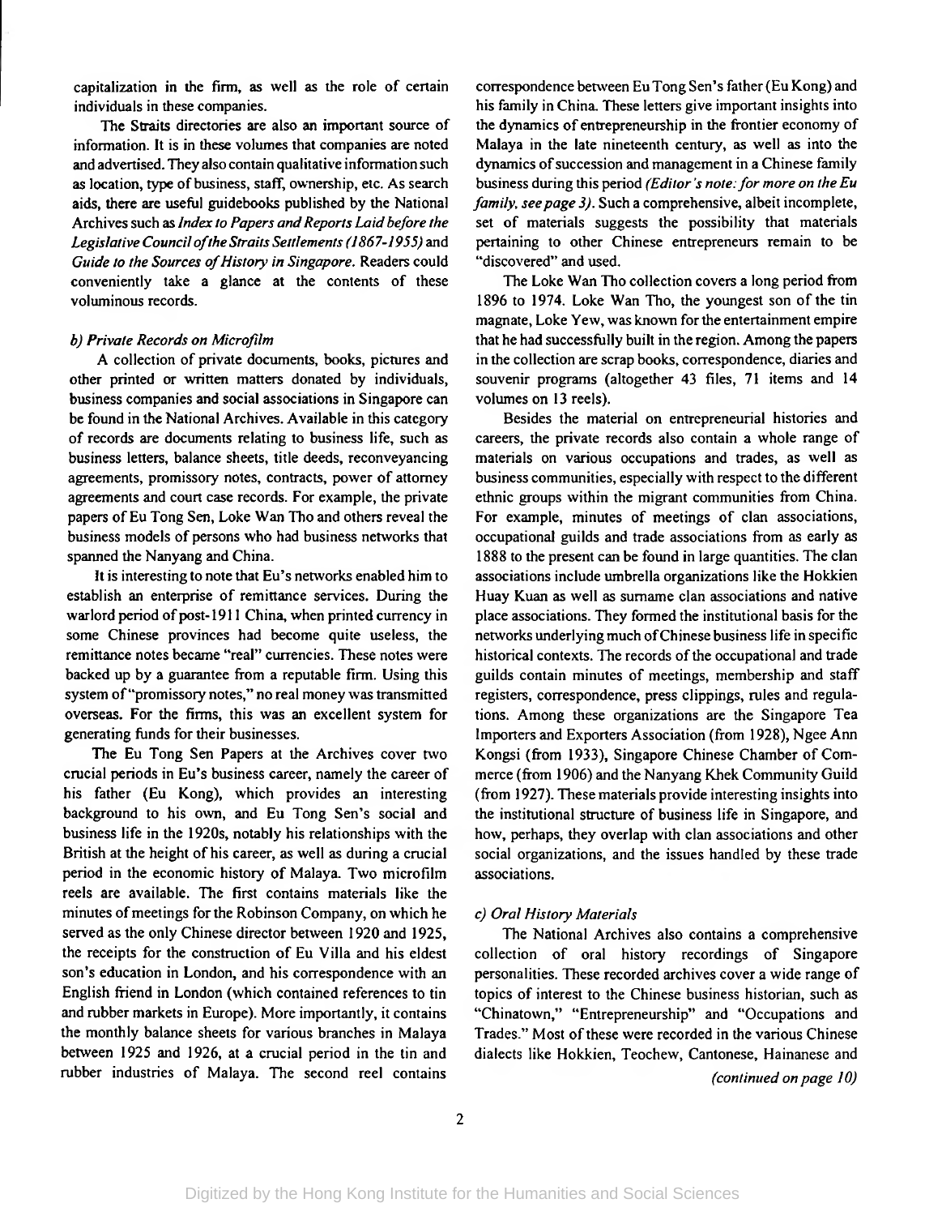capitalization in the firm, as well as the role of certain individuals in these companies.

The Straits directories are also an important source of information. It is in these volumes that companies are noted and advertised. They also contain qualitative information such as location, type of business, staff, ownership, etc. As search aids, there are useful guidebooks published by the National Archives such as *Index to Papers and Reports Laid before the Legislative Council of the Straits Settlements (1867-1955)* and *Guide to the Sources of History in Singapore.* Readers could conveniently take a glance at the contents of these voluminous records.

### *b) Private Records on Microfilm*

A collection of private documents, books, pictures and other printed or written matters donated by individuals, business companies and social associations in Singapore can be found in the National Archives. Available in this category of records are documents relating to business life, such as business letters, balance sheets, title deeds, reconveyancing agreements, promissory notes, contracts, power of attorney agreements and court case records. For example, the private papers of Eu Tong Sen, Loke Wan Tho and others reveal the business models of persons who had business networks that spanned the Nanyang and China.

It is interesting to note that Eu's networks enabled him to establish an enterprise of remittance services. During the warlord period of post-1911 China, when printed currency in some Chinese provinces had become quite useless, the remittance notes became "real" currencies. These notes were backed up by a guarantee from a reputable firm. Using this system of "promissory notes," no real money was transmitted overseas. For the firms, this was an excellent system for generating funds for their businesses.

The Eu Tong Sen Papers at the Archives cover two crucial periods in Eu's business career, namely the career of his father (Eu Kong), which provides an interesting background to his own, and Eu Tong Sen's social and business life in the 1920s, notably his relationships with the British at the height of his career, as well as during a crucial period in the economic history of Malaya. Two microfilm reels are available. The first contains materials like the minutes of meetings for the Robinson Company, on which he served as the only Chinese director between 1920 and 1925, the receipts for the construction of Eu Villa and his eldest son's education in London, and his correspondence with an English friend in London (which contained references to tin and rubber markets in Europe). More importantly, it contains the monthly balance sheets for various branches in Malaya between 1925 and 1926, at a crucial period in the tin and rubber industries of Malaya. The second reel contains correspondence between Eu Tong Sen's father (Eu Kong) and his family in China. These letters give important insights into the dynamics of entrepreneurship in the frontier economy of Malaya in the late nineteenth century, as well as into the dynamics of succession and management in a Chinese family business during this period *(Editor's note: for more on the Eu family, see page 3)*. Such a comprehensive, albeit incomplete, set of materials suggests the possibility that materials pertaining to other Chinese entrepreneurs remain to be "discovered" and used.

The Loke Wan Tho collection covers a long period from 1896 to 1974. Loke Wan Tho, the youngest son of the tin magnate, Loke Yew, was known for the entertainment empire that he had successfully built in the region. Among the papers in the collection are scrap books, correspondence, diaries and souvenir programs (altogether 43 files, 71 items and 14 volumes on 13 reels).

Besides the material on entrepreneurial histories and careers, the private records also contain a whole range of materials on various occupations and trades, as well as business communities, especially with respect to the different ethnic groups within the migrant communities from China. For example, minutes of meetings of clan associations, occupational guilds and trade associations from as early as 1888 to the present can be found in large quantities. The clan associations include umbrella organizations like the Hokkien Huay Kuan as well as surname clan associations and native place associations. They formed the institutional basis for the networks underlying much of Chinese business life in specific historical contexts. The records of the occupational and trade guilds contain minutes of meetings, membership and staff registers, correspondence, press clippings, rules and regulations. Among these organizations are the Singapore Tea Importers and Exporters Association (from 1928), Ngee Ann Kongsi (from 1933), Singapore Chinese Chamber of Commerce (from 1906) and the Nanyang Khek Community Guild (from 1927). These materials provide interesting insights into the institutional structure of business life in Singapore, and how, perhaps, they overlap with clan associations and other social organizations, and the issues handled by these trade associations.

### *c) Oral History Materials*

The National Archives also contains a comprehensive collection of oral history recordings of Singapore personalities. These recorded archives cover a wide range of topics of interest to the Chinese business historian, such as "Chinatown," "Entrepreneurship" and "Occupations and Trades." Most of these were recorded in the various Chinese dialects like Hokkien, Teochew, Cantonese, Hainanese and

*(continued on page 10)*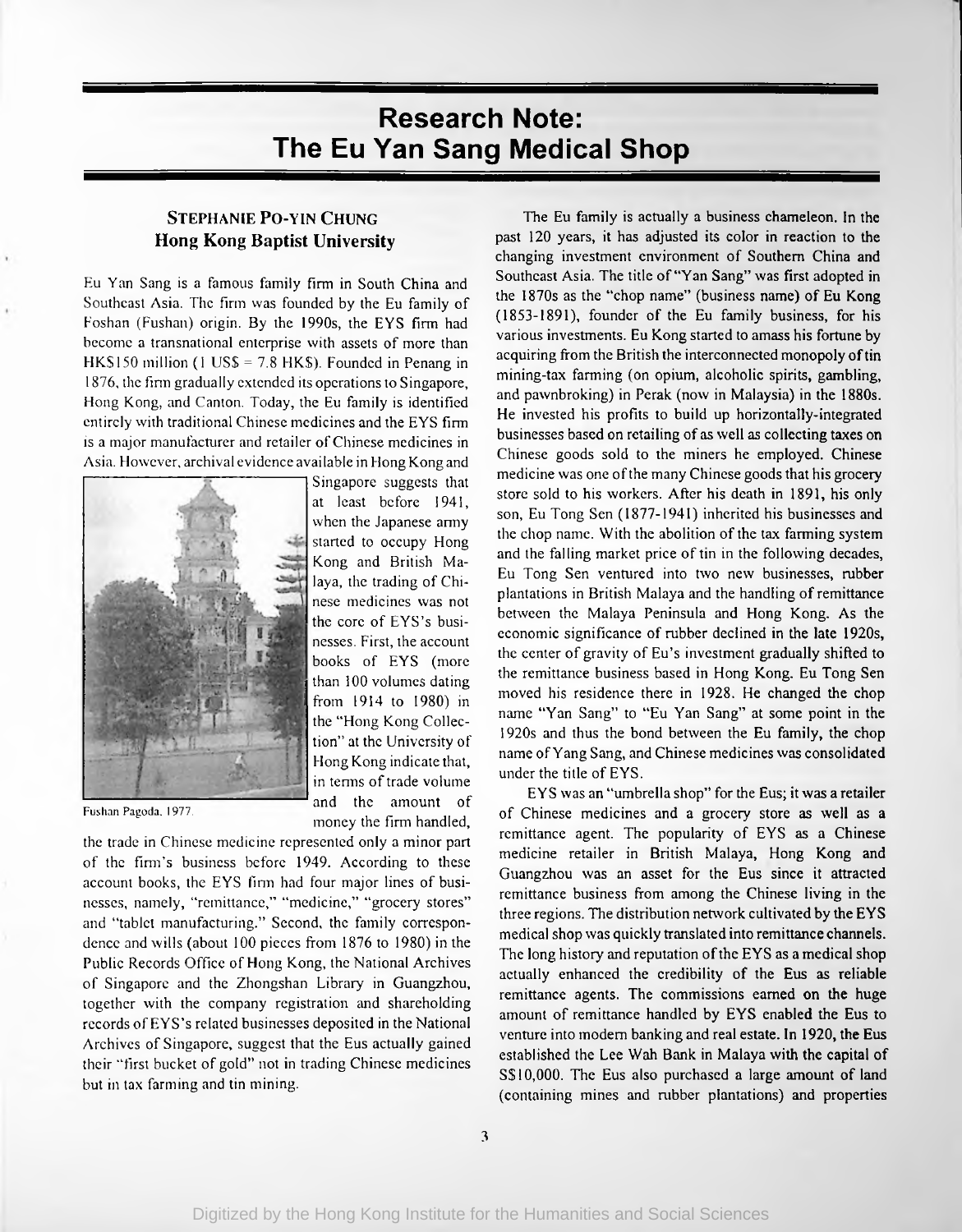# Research Note: The Eu Yan Sang Medical Shop

**Stephanie Po-yin Chung**
**Hong Kong Baptist University**

Eu Yan Sang is a famous family firm in South China and Southeast Asia. The firm was founded by the Eu family of Foshan (Fushan) origin. By the 1990s, the EYS firm had become a transnational enterprise with assets of more than HK$150 million (1 US$ = 7.8 HK$). Founded in Penang in 1876, the firm gradually extended its operations to Singapore, Hong Kong, and Canton. Today, the Eu family is identified entirely with traditional Chinese medicines and the EYS firm is a major manufacturer and retailer of Chinese medicines in Asia. However, archival evidence available in Hong Kong and Singapore suggests that at least before 1941, when the Japanese army started to occupy Hong Kong and British Malaya, the trading of Chinese medicines was not the core of EYS's businesses. First, the account books of EYS (more than 100 volumes dating from 1914 to 1980) in the "Hong Kong Collection" at the University of Hong Kong indicate that, in terms of trade volume and the amount of money the firm handled, the trade in Chinese medicine represented only a minor part of the firm's business before 1949. According to these account books, the EYS firm had four major lines of businesses, namely, "remittance," "medicine," "grocery stores" and "tablet manufacturing." Second, the family correspondence and wills (about 100 pieces from 1876 to 1980) in the Public Records Office of Hong Kong, the National Archives of Singapore and the Zhongshan Library in Guangzhou, together with the company registration and shareholding records of EYS's related businesses deposited in the National Archives of Singapore, suggest that the Eus actually gained their "first bucket of gold" not in trading Chinese medicines but in tax farming and tin mining.

Fushan Pagoda, 1977.

The Eu family is actually a business chameleon. In the past 120 years, it has adjusted its color in reaction to the changing investment environment of Southern China and Southeast Asia. The title of "Yan Sang" was first adopted in the 1870s as the "chop name" (business name) of Eu Kong (1853-1891), founder of the Eu family business, for his various investments. Eu Kong started to amass his fortune by acquiring from the British the interconnected monopoly of tin mining-tax farming (on opium, alcoholic spirits, gambling, and pawnbroking) in Perak (now in Malaysia) in the 1880s. He invested his profits to build up horizontally-integrated businesses based on retailing of as well as collecting taxes on Chinese goods sold to the miners he employed. Chinese medicine was one of the many Chinese goods that his grocery store sold to his workers. After his death in 1891, his only son, Eu Tong Sen (1877-1941) inherited his businesses and the chop name. With the abolition of the tax farming system and the falling market price of tin in the following decades, Eu Tong Sen ventured into two new businesses, rubber plantations in British Malaya and the handling of remittance between the Malaya Peninsula and Hong Kong. As the economic significance of rubber declined in the late 1920s, the center of gravity of Eu's investment gradually shifted to the remittance business based in Hong Kong. Eu Tong Sen moved his residence there in 1928. He changed the chop name "Yan Sang" to "Eu Yan Sang" at some point in the 1920s and thus the bond between the Eu family, the chop name of Yang Sang, and Chinese medicines was consolidated under the title of EYS.

EYS was an "umbrella shop" for the Eus; it was a retailer of Chinese medicines and a grocery store as well as a remittance agent. The popularity of EYS as a Chinese medicine retailer in British Malaya, Hong Kong and Guangzhou was an asset for the Eus since it attracted remittance business from among the Chinese living in the three regions. The distribution network cultivated by the EYS medical shop was quickly translated into remittance channels. The long history and reputation of the EYS as a medical shop actually enhanced the credibility of the Eus as reliable remittance agents. The commissions earned on the huge amount of remittance handled by EYS enabled the Eus to venture into modern banking and real estate. In 1920, the Eus established the Lee Wah Bank in Malaya with the capital of S$10,000. The Eus also purchased a large amount of land (containing mines and rubber plantations) and properties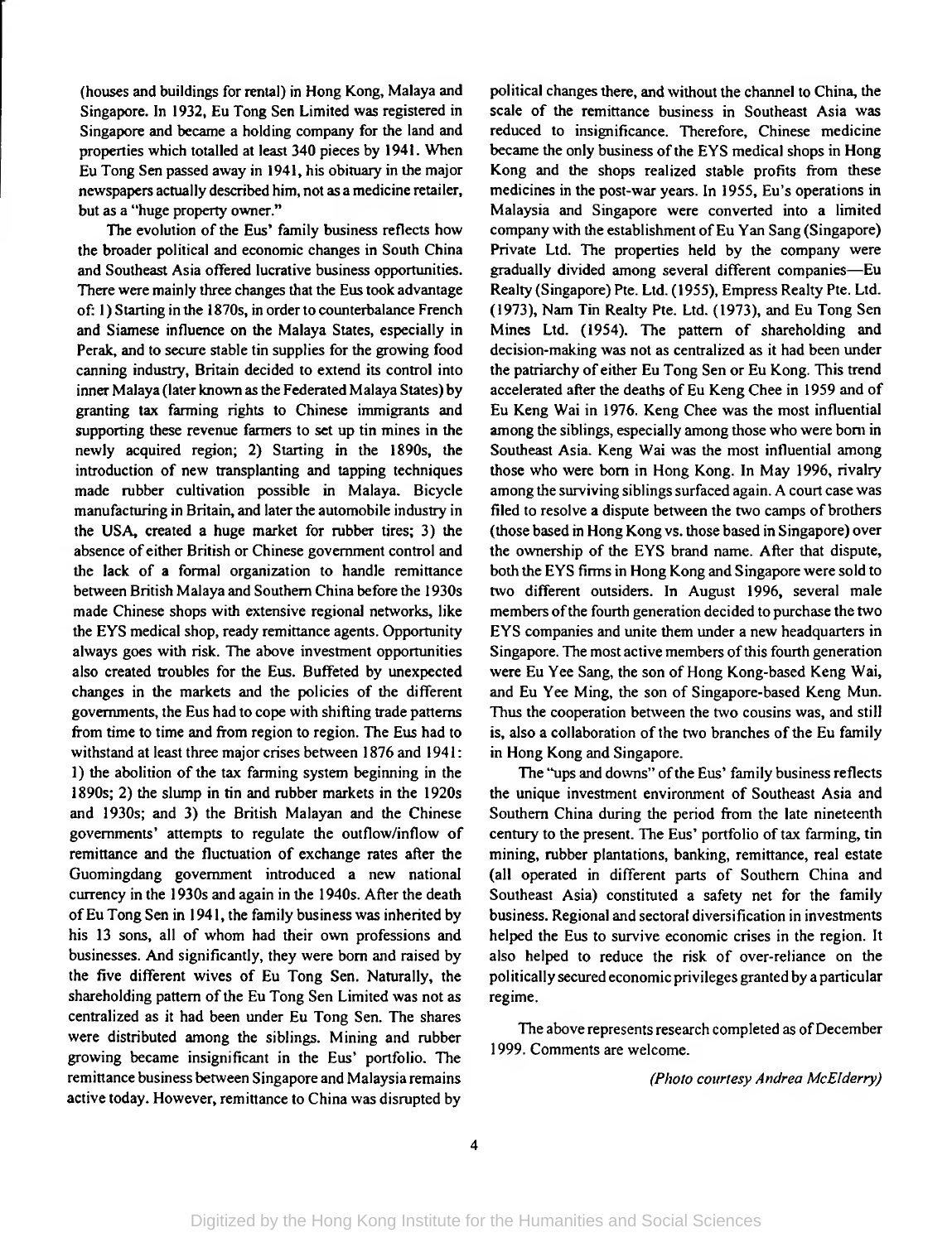(houses and buildings for rental) in Hong Kong, Malaya and Singapore. In 1932, Eu Tong Sen Limited was registered in Singapore and became a holding company for the land and properties which totalled at least 340 pieces by 1941. When Eu Tong Sen passed away in 1941, his obituary in the major newspapers actually described him, not as a medicine retailer, but as a "huge property owner."

The evolution of the Eus' family business reflects how the broader political and economic changes in South China and Southeast Asia offered lucrative business opportunities. There were mainly three changes that the Eus took advantage of: 1) Starting in the 1870s, in order to counterbalance French and Siamese influence on the Malaya States, especially in Perak, and to secure stable tin supplies for the growing food canning industry, Britain decided to extend its control into inner Malaya (later known as the Federated Malaya States) by granting tax farming rights to Chinese immigrants and supporting these revenue farmers to set up tin mines in the newly acquired region; 2) Starting in the 1890s, the introduction of new transplanting and tapping techniques made rubber cultivation possible in Malaya. Bicycle manufacturing in Britain, and later the automobile industry in the USA, created a huge market for rubber tires; 3) the absence of either British or Chinese government control and the lack of a formal organization to handle remittance between British Malaya and Southern China before the 1930s made Chinese shops with extensive regional networks, like the EYS medical shop, ready remittance agents. Opportunity always goes with risk. The above investment opportunities also created troubles for the Eus. Buffeted by unexpected changes in the markets and the policies of the different governments, the Eus had to cope with shifting trade patterns from time to time and from region to region. The Eus had to withstand at least three major crises between 1876 and 1941: 1) the abolition of the tax farming system beginning in the 1890s; 2) the slump in tin and rubber markets in the 1920s and 1930s; and 3) the British Malayan and the Chinese governments' attempts to regulate the outflow/inflow of remittance and the fluctuation of exchange rates after the Guomingdang government introduced a new national currency in the 1930s and again in the 1940s. After the death of Eu Tong Sen in 1941, the family business was inherited by his 13 sons, all of whom had their own professions and businesses. And significantly, they were born and raised by the five different wives of Eu Tong Sen. Naturally, the shareholding pattern of the Eu Tong Sen Limited was not as centralized as it had been under Eu Tong Sen. The shares were distributed among the siblings. Mining and rubber growing became insignificant in the Eus' portfolio. The remittance business between Singapore and Malaysia remains active today. However, remittance to China was disrupted by political changes there, and without the channel to China, the scale of the remittance business in Southeast Asia was reduced to insignificance. Therefore, Chinese medicine became the only business of the EYS medical shops in Hong Kong and the shops realized stable profits from these medicines in the post-war years. In 1955, Eu's operations in Malaysia and Singapore were converted into a limited company with the establishment of Eu Yan Sang (Singapore) Private Ltd. The properties held by the company were gradually divided among several different companies—Eu Realty (Singapore) Pte. Ltd. (1955), Empress Realty Pte. Ltd. (1973), Nam Tin Realty Pte. Ltd. (1973), and Eu Tong Sen Mines Ltd. (1954). The pattern of shareholding and decision-making was not as centralized as it had been under the patriarchy of either Eu Tong Sen or Eu Kong. This trend accelerated after the deaths of Eu Keng Chee in 1959 and of Eu Keng Wai in 1976. Keng Chee was the most influential among the siblings, especially among those who were born in Southeast Asia. Keng Wai was the most influential among those who were born in Hong Kong. In May 1996, rivalry among the surviving siblings surfaced again. A court case was filed to resolve a dispute between the two camps of brothers (those based in Hong Kong vs. those based in Singapore) over the ownership of the EYS brand name. After that dispute, both the EYS firms in Hong Kong and Singapore were sold to two different outsiders. In August 1996, several male members of the fourth generation decided to purchase the two EYS companies and unite them under a new headquarters in Singapore. The most active members of this fourth generation were Eu Yee Sang, the son of Hong Kong-based Keng Wai, and Eu Yee Ming, the son of Singapore-based Keng Mun. Thus the cooperation between the two cousins was, and still is, also a collaboration of the two branches of the Eu family in Hong Kong and Singapore.

The "ups and downs" of the Eus' family business reflects the unique investment environment of Southeast Asia and Southern China during the period from the late nineteenth century to the present. The Eus' portfolio of tax farming, tin mining, rubber plantations, banking, remittance, real estate (all operated in different parts of Southern China and Southeast Asia) constituted a safety net for the family business. Regional and sectoral diversification in investments helped the Eus to survive economic crises in the region. It also helped to reduce the risk of over-reliance on the politically secured economic privileges granted by a particular regime.

The above represents research completed as of December 1999. Comments are welcome.

*(Photo courtesy Andrea McElderry)*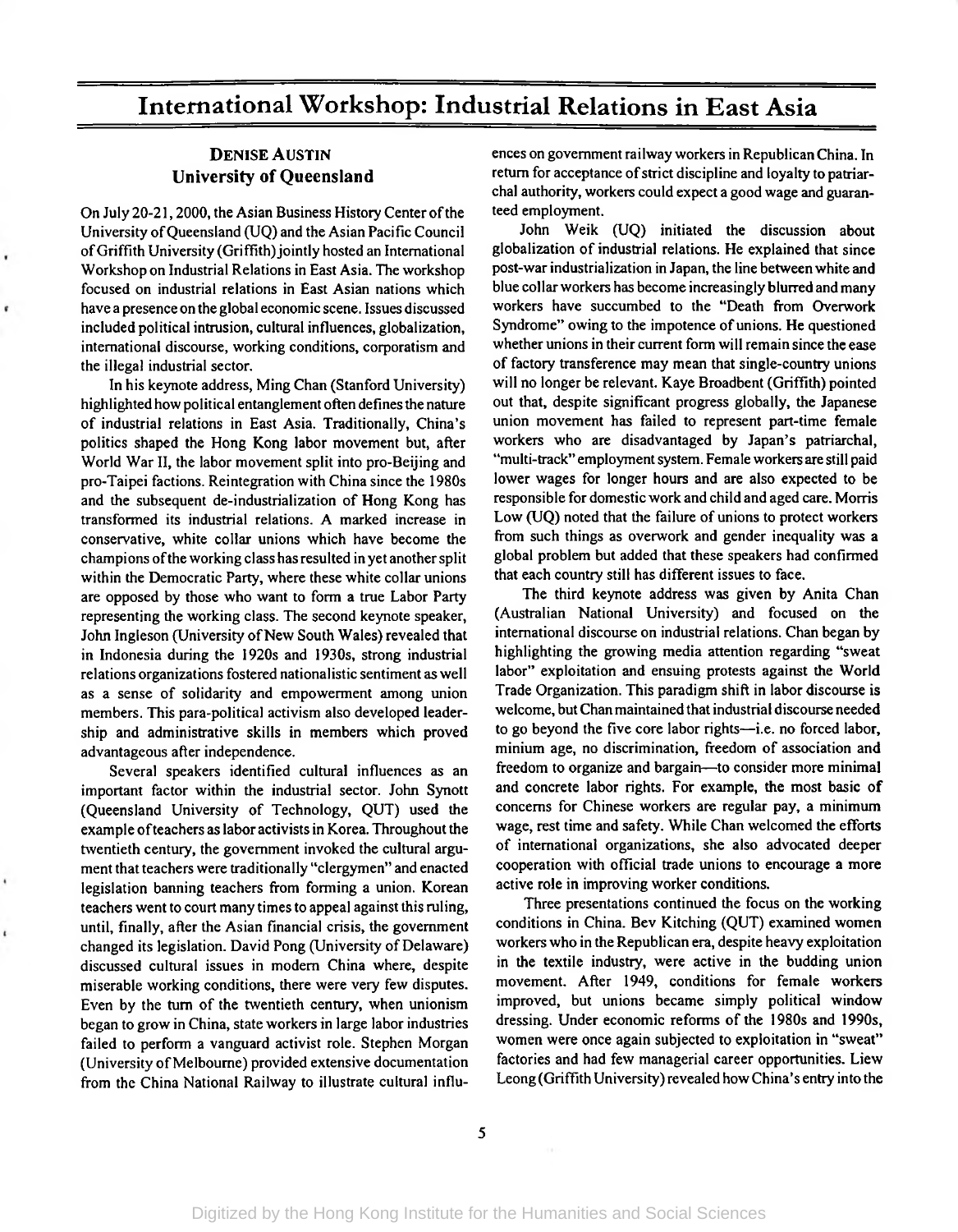# International Workshop: Industrial Relations in East Asia

**DENISE AUSTIN**
**University of Queensland**

On July 20-21, 2000, the Asian Business History Center of the University of Queensland (UQ) and the Asian Pacific Council of Griffith University (Griffith) jointly hosted an International Workshop on Industrial Relations in East Asia. The workshop focused on industrial relations in East Asian nations which have a presence on the global economic scene. Issues discussed included political intrusion, cultural influences, globalization, international discourse, working conditions, corporatism and the illegal industrial sector.

In his keynote address, Ming Chan (Stanford University) highlighted how political entanglement often defines the nature of industrial relations in East Asia. Traditionally, China's politics shaped the Hong Kong labor movement but, after World War II, the labor movement split into pro-Beijing and pro-Taipei factions. Reintegration with China since the 1980s and the subsequent de-industrialization of Hong Kong has transformed its industrial relations. A marked increase in conservative, white collar unions which have become the champions of the working class has resulted in yet another split within the Democratic Party, where these white collar unions are opposed by those who want to form a true Labor Party representing the working class. The second keynote speaker, John Ingleson (University of New South Wales) revealed that in Indonesia during the 1920s and 1930s, strong industrial relations organizations fostered nationalistic sentiment as well as a sense of solidarity and empowerment among union members. This para-political activism also developed leadership and administrative skills in members which proved advantageous after independence.

Several speakers identified cultural influences as an important factor within the industrial sector. John Synott (Queensland University of Technology, QUT) used the example of teachers as labor activists in Korea. Throughout the twentieth century, the government invoked the cultural argument that teachers were traditionally "clergymen" and enacted legislation banning teachers from forming a union. Korean teachers went to court many times to appeal against this ruling, until, finally, after the Asian financial crisis, the government changed its legislation. David Pong (University of Delaware) discussed cultural issues in modern China where, despite miserable working conditions, there were very few disputes. Even by the turn of the twentieth century, when unionism began to grow in China, state workers in large labor industries failed to perform a vanguard activist role. Stephen Morgan (University of Melbourne) provided extensive documentation from the China National Railway to illustrate cultural influences on government railway workers in Republican China. In return for acceptance of strict discipline and loyalty to patriarchal authority, workers could expect a good wage and guaranteed employment.

John Weik (UQ) initiated the discussion about globalization of industrial relations. He explained that since post-war industrialization in Japan, the line between white and blue collar workers has become increasingly blurred and many workers have succumbed to the "Death from Overwork Syndrome" owing to the impotence of unions. He questioned whether unions in their current form will remain since the ease of factory transference may mean that single-country unions will no longer be relevant. Kaye Broadbent (Griffith) pointed out that, despite significant progress globally, the Japanese union movement has failed to represent part-time female workers who are disadvantaged by Japan's patriarchal, "multi-track" employment system. Female workers are still paid lower wages for longer hours and are also expected to be responsible for domestic work and child and aged care. Morris Low (UQ) noted that the failure of unions to protect workers from such things as overwork and gender inequality was a global problem but added that these speakers had confirmed that each country still has different issues to face.

The third keynote address was given by Anita Chan (Australian National University) and focused on the international discourse on industrial relations. Chan began by highlighting the growing media attention regarding "sweat labor" exploitation and ensuing protests against the World Trade Organization. This paradigm shift in labor discourse is welcome, but Chan maintained that industrial discourse needed to go beyond the five core labor rights—i.e. no forced labor, minium age, no discrimination, freedom of association and freedom to organize and bargain—to consider more minimal and concrete labor rights. For example, the most basic of concerns for Chinese workers are regular pay, a minimum wage, rest time and safety. While Chan welcomed the efforts of international organizations, she also advocated deeper cooperation with official trade unions to encourage a more active role in improving worker conditions.

Three presentations continued the focus on the working conditions in China. Bev Kitching (QUT) examined women workers who in the Republican era, despite heavy exploitation in the textile industry, were active in the budding union movement. After 1949, conditions for female workers improved, but unions became simply political window dressing. Under economic reforms of the 1980s and 1990s, women were once again subjected to exploitation in "sweat" factories and had few managerial career opportunities. Liew Leong (Griffith University) revealed how China's entry into the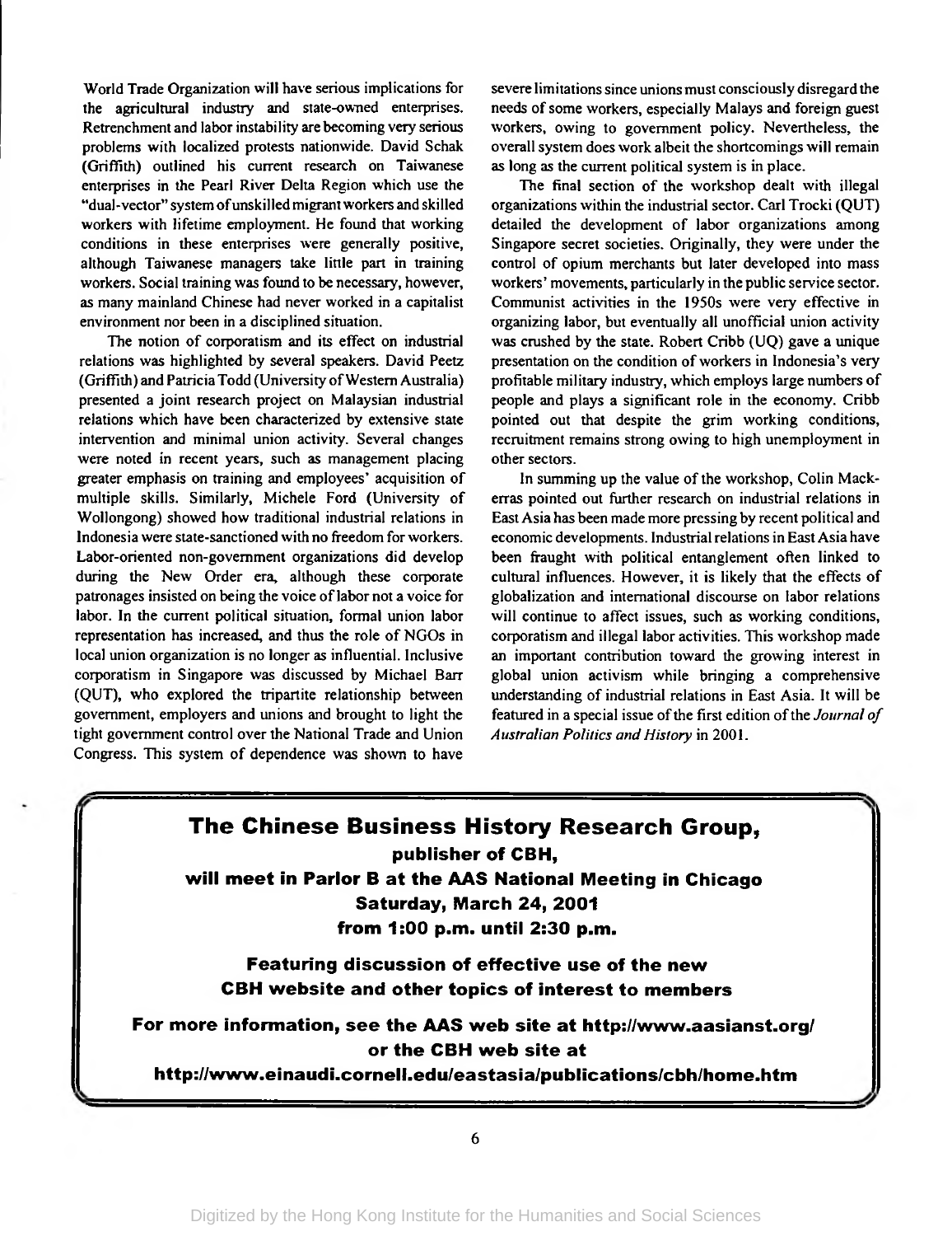World Trade Organization will have serious implications for the agricultural industry and state-owned enterprises. Retrenchment and labor instability are becoming very serious problems with localized protests nationwide. David Schak (Griffith) outlined his current research on Taiwanese enterprises in the Pearl River Delta Region which use the "dual-vector" system of unskilled migrant workers and skilled workers with lifetime employment. He found that working conditions in these enterprises were generally positive, although Taiwanese managers take little part in training workers. Social training was found to be necessary, however, as many mainland Chinese had never worked in a capitalist environment nor been in a disciplined situation.

The notion of corporatism and its effect on industrial relations was highlighted by several speakers. David Peetz (Griffith) and Patricia Todd (University of Western Australia) presented a joint research project on Malaysian industrial relations which have been characterized by extensive state intervention and minimal union activity. Several changes were noted in recent years, such as management placing greater emphasis on training and employees' acquisition of multiple skills. Similarly, Michele Ford (University of Wollongong) showed how traditional industrial relations in Indonesia were state-sanctioned with no freedom for workers. Labor-oriented non-government organizations did develop during the New Order era, although these corporate patronages insisted on being the voice of labor not a voice for labor. In the current political situation, formal union labor representation has increased, and thus the role of NGOs in local union organization is no longer as influential. Inclusive corporatism in Singapore was discussed by Michael Barr (QUT), who explored the tripartite relationship between government, employers and unions and brought to light the tight government control over the National Trade and Union Congress. This system of dependence was shown to have severe limitations since unions must consciously disregard the needs of some workers, especially Malays and foreign guest workers, owing to government policy. Nevertheless, the overall system does work albeit the shortcomings will remain as long as the current political system is in place.

The final section of the workshop dealt with illegal organizations within the industrial sector. Carl Trocki (QUT) detailed the development of labor organizations among Singapore secret societies. Originally, they were under the control of opium merchants but later developed into mass workers' movements, particularly in the public service sector. Communist activities in the 1950s were very effective in organizing labor, but eventually all unofficial union activity was crushed by the state. Robert Cribb (UQ) gave a unique presentation on the condition of workers in Indonesia's very profitable military industry, which employs large numbers of people and plays a significant role in the economy. Cribb pointed out that despite the grim working conditions, recruitment remains strong owing to high unemployment in other sectors.

In summing up the value of the workshop, Colin Mackerras pointed out further research on industrial relations in East Asia has been made more pressing by recent political and economic developments. Industrial relations in East Asia have been fraught with political entanglement often linked to cultural influences. However, it is likely that the effects of globalization and international discourse on labor relations will continue to affect issues, such as working conditions, corporatism and illegal labor activities. This workshop made an important contribution toward the growing interest in global union activism while bringing a comprehensive understanding of industrial relations in East Asia. It will be featured in a special issue of the first edition of the *Journal of Australian Politics and History* in 2001.

---

**The Chinese Business History Research Group,**
**publisher of CBH,**
**will meet in Parlor B at the AAS National Meeting in Chicago**
**Saturday, March 24, 2001**
**from 1:00 p.m. until 2:30 p.m.**

**Featuring discussion of effective use of the new CBH website and other topics of interest to members**

**For more information, see the AAS web site at http://www.aasianst.org/ or the CBH web site at http://www.einaudi.cornell.edu/eastasia/publications/cbh/home.htm**

---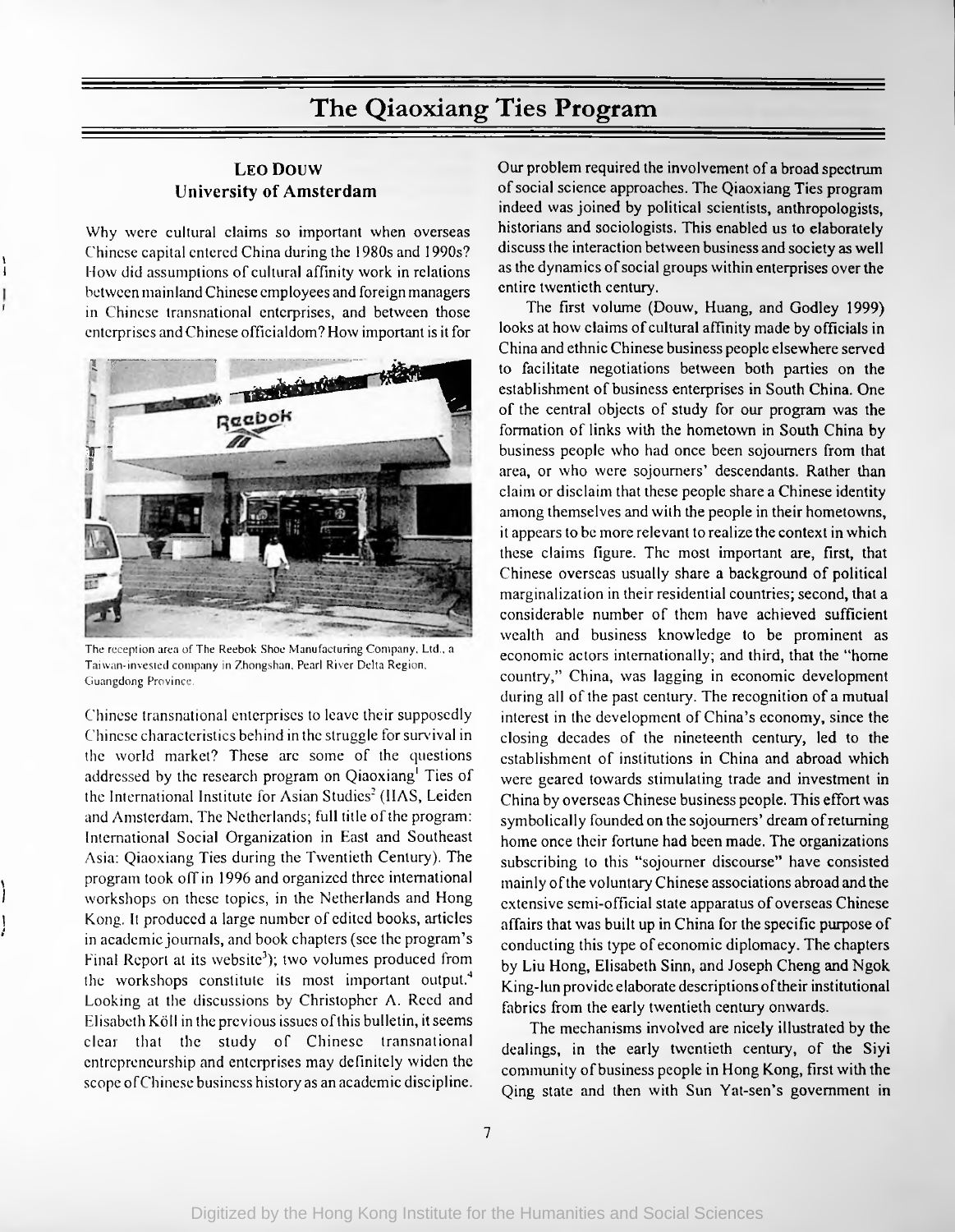# The Qiaoxiang Ties Program

**LEO DOUW**
**University of Amsterdam**

Why were cultural claims so important when overseas Chinese capital entered China during the 1980s and 1990s? How did assumptions of cultural affinity work in relations between mainland Chinese employees and foreign managers in Chinese transnational enterprises, and between those enterprises and Chinese officialdom? How important is it for Chinese transnational enterprises to leave their supposedly Chinese characteristics behind in the struggle for survival in the world market? These are some of the questions addressed by the research program on Qiaoxiang[1] Ties of the International Institute for Asian Studies[2] (IIAS, Leiden and Amsterdam, The Netherlands; full title of the program: International Social Organization in East and Southeast Asia: Qiaoxiang Ties during the Twentieth Century). The program took off in 1996 and organized three international workshops on these topics, in the Netherlands and Hong Kong. It produced a large number of edited books, articles in academic journals, and book chapters (see the program's Final Report at its website[3]); two volumes produced from the workshops constitute its most important output.[4] Looking at the discussions by Christopher A. Reed and Elisabeth Köll in the previous issues of this bulletin, it seems clear that the study of Chinese transnational entrepreneurship and enterprises may definitely widen the scope of Chinese business history as an academic discipline.

The reception area of The Reebok Shoe Manufacturing Company, Ltd., a Taiwan-invested company in Zhongshan, Pearl River Delta Region, Guangdong Province.

Our problem required the involvement of a broad spectrum of social science approaches. The Qiaoxiang Ties program indeed was joined by political scientists, anthropologists, historians and sociologists. This enabled us to elaborately discuss the interaction between business and society as well as the dynamics of social groups within enterprises over the entire twentieth century.

The first volume (Douw, Huang, and Godley 1999) looks at how claims of cultural affinity made by officials in China and ethnic Chinese business people elsewhere served to facilitate negotiations between both parties on the establishment of business enterprises in South China. One of the central objects of study for our program was the formation of links with the hometown in South China by business people who had once been sojourners from that area, or who were sojourners' descendants. Rather than claim or disclaim that these people share a Chinese identity among themselves and with the people in their hometowns, it appears to be more relevant to realize the context in which these claims figure. The most important are, first, that Chinese overseas usually share a background of political marginalization in their residential countries; second, that a considerable number of them have achieved sufficient wealth and business knowledge to be prominent as economic actors internationally; and third, that the "home country," China, was lagging in economic development during all of the past century. The recognition of a mutual interest in the development of China's economy, since the closing decades of the nineteenth century, led to the establishment of institutions in China and abroad which were geared towards stimulating trade and investment in China by overseas Chinese business people. This effort was symbolically founded on the sojourners' dream of returning home once their fortune had been made. The organizations subscribing to this "sojourner discourse" have consisted mainly of the voluntary Chinese associations abroad and the extensive semi-official state apparatus of overseas Chinese affairs that was built up in China for the specific purpose of conducting this type of economic diplomacy. The chapters by Liu Hong, Elisabeth Sinn, and Joseph Cheng and Ngok King-lun provide elaborate descriptions of their institutional fabrics from the early twentieth century onwards.

The mechanisms involved are nicely illustrated by the dealings, in the early twentieth century, of the Siyi community of business people in Hong Kong, first with the Qing state and then with Sun Yat-sen's government in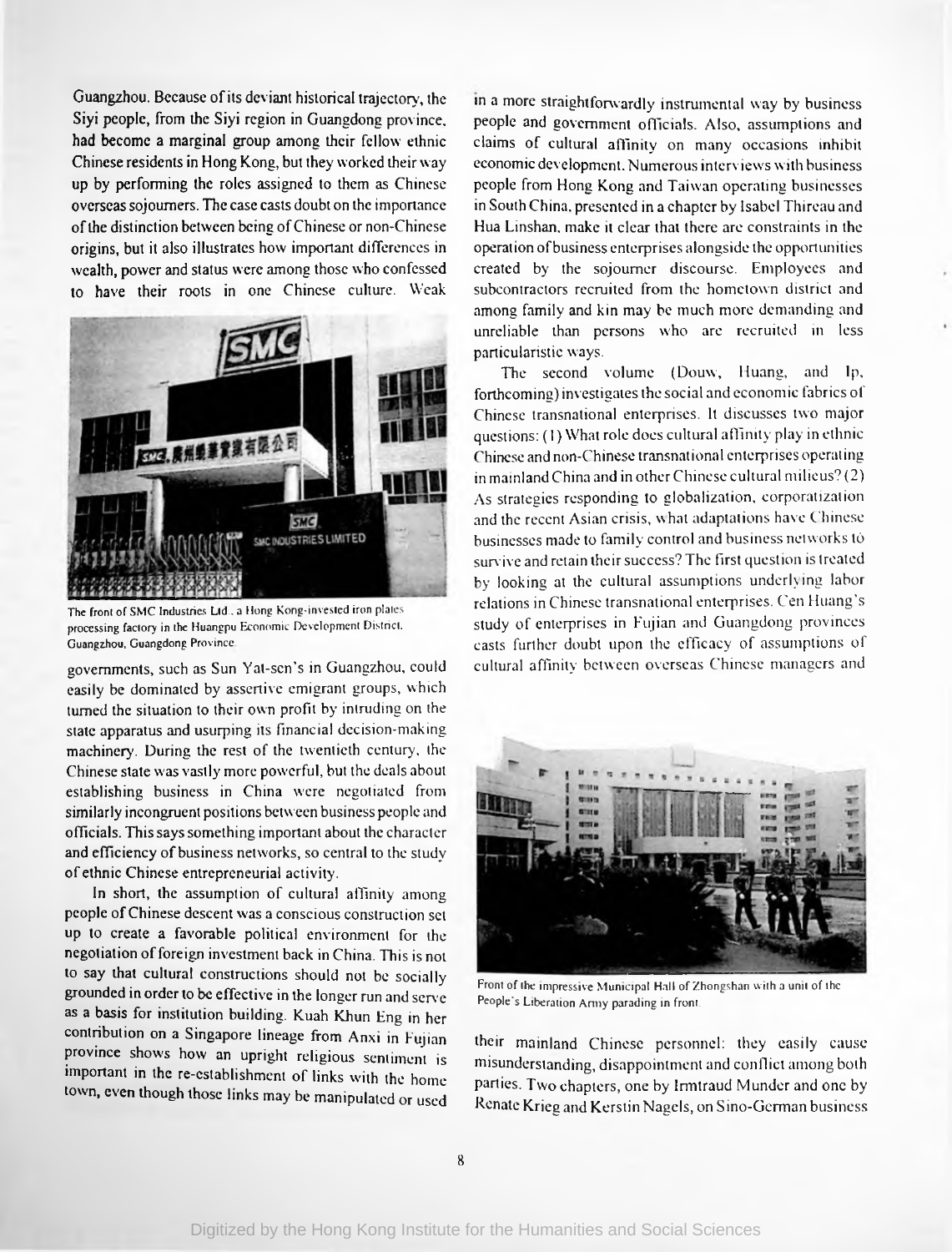Guangzhou. Because of its deviant historical trajectory, the Siyi people, from the Siyi region in Guangdong province, had become a marginal group among their fellow ethnic Chinese residents in Hong Kong, but they worked their way up by performing the roles assigned to them as Chinese overseas sojourners. The case casts doubt on the importance of the distinction between being of Chinese or non-Chinese origins, but it also illustrates how important differences in wealth, power and status were among those who confessed to have their roots in one Chinese culture. Weak governments, such as Sun Yat-sen's in Guangzhou, could easily be dominated by assertive emigrant groups, which turned the situation to their own profit by intruding on the state apparatus and usurping its financial decision-making machinery. During the rest of the twentieth century, the Chinese state was vastly more powerful, but the deals about establishing business in China were negotiated from similarly incongruent positions between business people and officials. This says something important about the character and efficiency of business networks, so central to the study of ethnic Chinese entrepreneurial activity.

The front of SMC Industries Ltd., a Hong Kong-invested iron plates processing factory in the Huangpu Economic Development District, Guangzhou, Guangdong Province.

In short, the assumption of cultural affinity among people of Chinese descent was a conscious construction set up to create a favorable political environment for the negotiation of foreign investment back in China. This is not to say that cultural constructions should not be socially grounded in order to be effective in the longer run and serve as a basis for institution building. Kuah Khun Eng in her contribution on a Singapore lineage from Anxi in Fujian province shows how an upright religious sentiment is important in the re-establishment of links with the home town, even though those links may be manipulated or used in a more straightforwardly instrumental way by business people and government officials. Also, assumptions and claims of cultural affinity on many occasions inhibit economic development. Numerous interviews with business people from Hong Kong and Taiwan operating businesses in South China, presented in a chapter by Isabel Thireau and Hua Linshan, make it clear that there are constraints in the operation of business enterprises alongside the opportunities created by the sojourner discourse. Employees and subcontractors recruited from the hometown district and among family and kin may be much more demanding and unreliable than persons who are recruited in less particularistic ways.

The second volume (Douw, Huang, and Ip, forthcoming) investigates the social and economic fabrics of Chinese transnational enterprises. It discusses two major questions: (1) What role does cultural affinity play in ethnic Chinese and non-Chinese transnational enterprises operating in mainland China and in other Chinese cultural milieus? (2) As strategies responding to globalization, corporatization and the recent Asian crisis, what adaptations have Chinese businesses made to family control and business networks to survive and retain their success? The first question is treated by looking at the cultural assumptions underlying labor relations in Chinese transnational enterprises. Cen Huang's study of enterprises in Fujian and Guangdong provinces casts further doubt upon the efficacy of assumptions of cultural affinity between overseas Chinese managers and their mainland Chinese personnel: they easily cause misunderstanding, disappointment and conflict among both parties. Two chapters, one by Irmtraud Munder and one by Renate Krieg and Kerstin Nagels, on Sino-German business

Front of the impressive Municipal Hall of Zhongshan with a unit of the People's Liberation Army parading in front.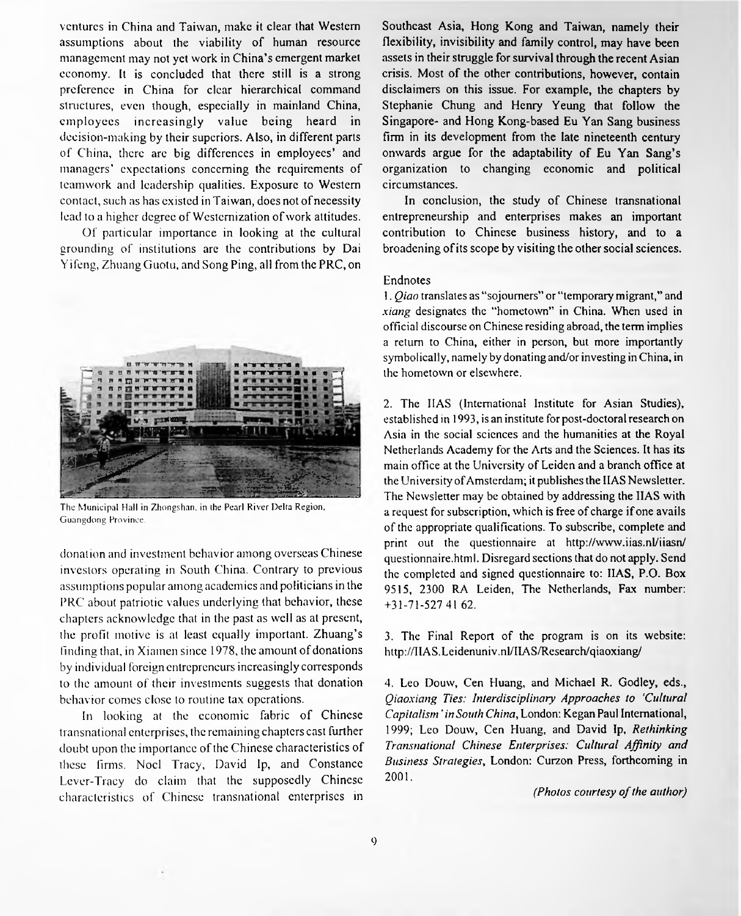ventures in China and Taiwan, make it clear that Western assumptions about the viability of human resource management may not yet work in China's emergent market economy. It is concluded that there still is a strong preference in China for clear hierarchical command structures, even though, especially in mainland China, employees increasingly value being heard in decision-making by their superiors. Also, in different parts of China, there are big differences in employees' and managers' expectations concerning the requirements of teamwork and leadership qualities. Exposure to Western contact, such as has existed in Taiwan, does not of necessity lead to a higher degree of Westernization of work attitudes.

Of particular importance in looking at the cultural grounding of institutions are the contributions by Dai Yifeng, Zhuang Guotu, and Song Ping, all from the PRC, on donation and investment behavior among overseas Chinese investors operating in South China. Contrary to previous assumptions popular among academics and politicians in the PRC about patriotic values underlying that behavior, these chapters acknowledge that in the past as well as at present, the profit motive is at least equally important. Zhuang's finding that, in Xiamen since 1978, the amount of donations by individual foreign entrepreneurs increasingly corresponds to the amount of their investments suggests that donation behavior comes close to routine tax operations.

The Municipal Hall in Zhongshan, in the Pearl River Delta Region, Guangdong Province.

In looking at the economic fabric of Chinese transnational enterprises, the remaining chapters cast further doubt upon the importance of the Chinese characteristics of these firms. Noel Tracy, David Ip, and Constance Lever-Tracy do claim that the supposedly Chinese characteristics of Chinese transnational enterprises in Southeast Asia, Hong Kong and Taiwan, namely their flexibility, invisibility and family control, may have been assets in their struggle for survival through the recent Asian crisis. Most of the other contributions, however, contain disclaimers on this issue. For example, the chapters by Stephanie Chung and Henry Yeung that follow the Singapore- and Hong Kong-based Eu Yan Sang business firm in its development from the late nineteenth century onwards argue for the adaptability of Eu Yan Sang's organization to changing economic and political circumstances.

In conclusion, the study of Chinese transnational entrepreneurship and enterprises makes an important contribution to Chinese business history, and to a broadening of its scope by visiting the other social sciences.

## Endnotes

1. *Qiao* translates as "sojourners" or "temporary migrant," and *xiang* designates the "hometown" in China. When used in official discourse on Chinese residing abroad, the term implies a return to China, either in person, but more importantly symbolically, namely by donating and/or investing in China, in the hometown or elsewhere.

2. The IIAS (International Institute for Asian Studies), established in 1993, is an institute for post-doctoral research on Asia in the social sciences and the humanities at the Royal Netherlands Academy for the Arts and the Sciences. It has its main office at the University of Leiden and a branch office at the University of Amsterdam; it publishes the IIAS Newsletter. The Newsletter may be obtained by addressing the IIAS with a request for subscription, which is free of charge if one avails of the appropriate qualifications. To subscribe, complete and print out the questionnaire at http://www.iias.nl/iiasn/questionnaire.html. Disregard sections that do not apply. Send the completed and signed questionnaire to: IIAS, P.O. Box 9515, 2300 RA Leiden, The Netherlands, Fax number: +31-71-527 41 62.

3. The Final Report of the program is on its website: http://IIAS.Leidenuniv.nl/IIAS/Research/qiaoxiang/

4. Leo Douw, Cen Huang, and Michael R. Godley, eds., *Qiaoxiang Ties: Interdisciplinary Approaches to 'Cultural Capitalism' in South China*, London: Kegan Paul International, 1999; Leo Douw, Cen Huang, and David Ip, *Rethinking Transnational Chinese Enterprises: Cultural Affinity and Business Strategies*, London: Curzon Press, forthcoming in 2001.

*(Photos courtesy of the author)*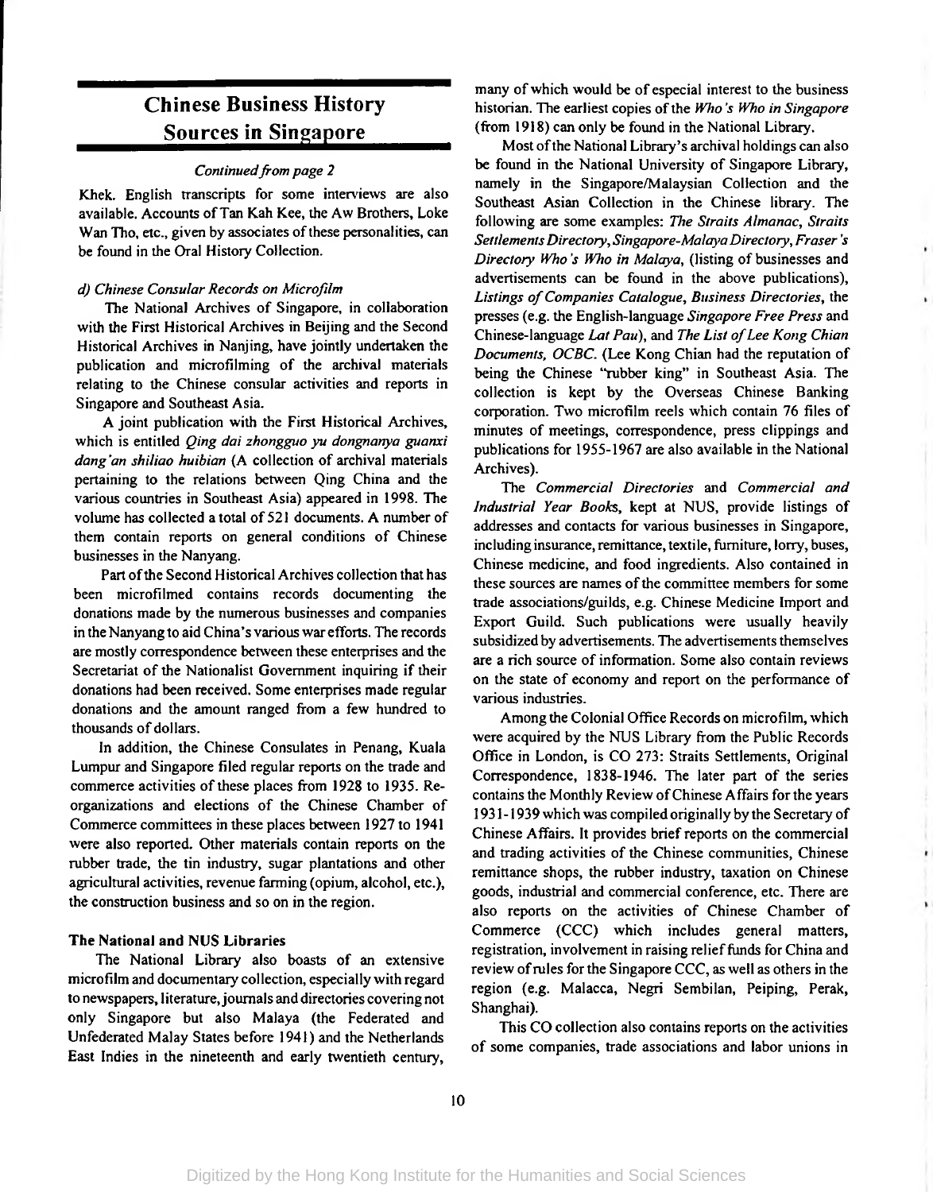## Chinese Business History Sources in Singapore

*Continued from page 2*

Khek. English transcripts for some interviews are also available. Accounts of Tan Kah Kee, the Aw Brothers, Loke Wan Tho, etc., given by associates of these personalities, can be found in the Oral History Collection.

#### d) Chinese Consular Records on Microfilm

The National Archives of Singapore, in collaboration with the First Historical Archives in Beijing and the Second Historical Archives in Nanjing, have jointly undertaken the publication and microfilming of the archival materials relating to the Chinese consular activities and reports in Singapore and Southeast Asia.

A joint publication with the First Historical Archives, which is entitled *Qing dai zhongguo yu dongnanya guanxi dang'an shiliao huibian* (A collection of archival materials pertaining to the relations between Qing China and the various countries in Southeast Asia) appeared in 1998. The volume has collected a total of 521 documents. A number of them contain reports on general conditions of Chinese businesses in the Nanyang.

Part of the Second Historical Archives collection that has been microfilmed contains records documenting the donations made by the numerous businesses and companies in the Nanyang to aid China's various war efforts. The records are mostly correspondence between these enterprises and the Secretariat of the Nationalist Government inquiring if their donations had been received. Some enterprises made regular donations and the amount ranged from a few hundred to thousands of dollars.

In addition, the Chinese Consulates in Penang, Kuala Lumpur and Singapore filed regular reports on the trade and commerce activities of these places from 1928 to 1935. Re-organizations and elections of the Chinese Chamber of Commerce committees in these places between 1927 to 1941 were also reported. Other materials contain reports on the rubber trade, the tin industry, sugar plantations and other agricultural activities, revenue farming (opium, alcohol, etc.), the construction business and so on in the region.

### The National and NUS Libraries

The National Library also boasts of an extensive microfilm and documentary collection, especially with regard to newspapers, literature, journals and directories covering not only Singapore but also Malaya (the Federated and Unfederated Malay States before 1941) and the Netherlands East Indies in the nineteenth and early twentieth century, many of which would be of especial interest to the business historian. The earliest copies of the *Who's Who in Singapore* (from 1918) can only be found in the National Library.

Most of the National Library's archival holdings can also be found in the National University of Singapore Library, namely in the Singapore/Malaysian Collection and the Southeast Asian Collection in the Chinese library. The following are some examples: *The Straits Almanac, Straits Settlements Directory, Singapore-Malaya Directory, Fraser's Directory Who's Who in Malaya*, (listing of businesses and advertisements can be found in the above publications), *Listings of Companies Catalogue*, *Business Directories*, the presses (e.g. the English-language *Singapore Free Press* and Chinese-language *Lat Pau*), and *The List of Lee Kong Chian Documents, OCBC*. (Lee Kong Chian had the reputation of being the Chinese "rubber king" in Southeast Asia. The collection is kept by the Overseas Chinese Banking corporation. Two microfilm reels which contain 76 files of minutes of meetings, correspondence, press clippings and publications for 1955-1967 are also available in the National Archives).

The *Commercial Directories* and *Commercial and Industrial Year Books*, kept at NUS, provide listings of addresses and contacts for various businesses in Singapore, including insurance, remittance, textile, furniture, lorry, buses, Chinese medicine, and food ingredients. Also contained in these sources are names of the committee members for some trade associations/guilds, e.g. Chinese Medicine Import and Export Guild. Such publications were usually heavily subsidized by advertisements. The advertisements themselves are a rich source of information. Some also contain reviews on the state of economy and report on the performance of various industries.

Among the Colonial Office Records on microfilm, which were acquired by the NUS Library from the Public Records Office in London, is CO 273: Straits Settlements, Original Correspondence, 1838-1946. The later part of the series contains the Monthly Review of Chinese Affairs for the years 1931-1939 which was compiled originally by the Secretary of Chinese Affairs. It provides brief reports on the commercial and trading activities of the Chinese communities, Chinese remittance shops, the rubber industry, taxation on Chinese goods, industrial and commercial conference, etc. There are also reports on the activities of Chinese Chamber of Commerce (CCC) which includes general matters, registration, involvement in raising relief funds for China and review of rules for the Singapore CCC, as well as others in the region (e.g. Malacca, Negri Sembilan, Peiping, Perak, Shanghai).

This CO collection also contains reports on the activities of some companies, trade associations and labor unions in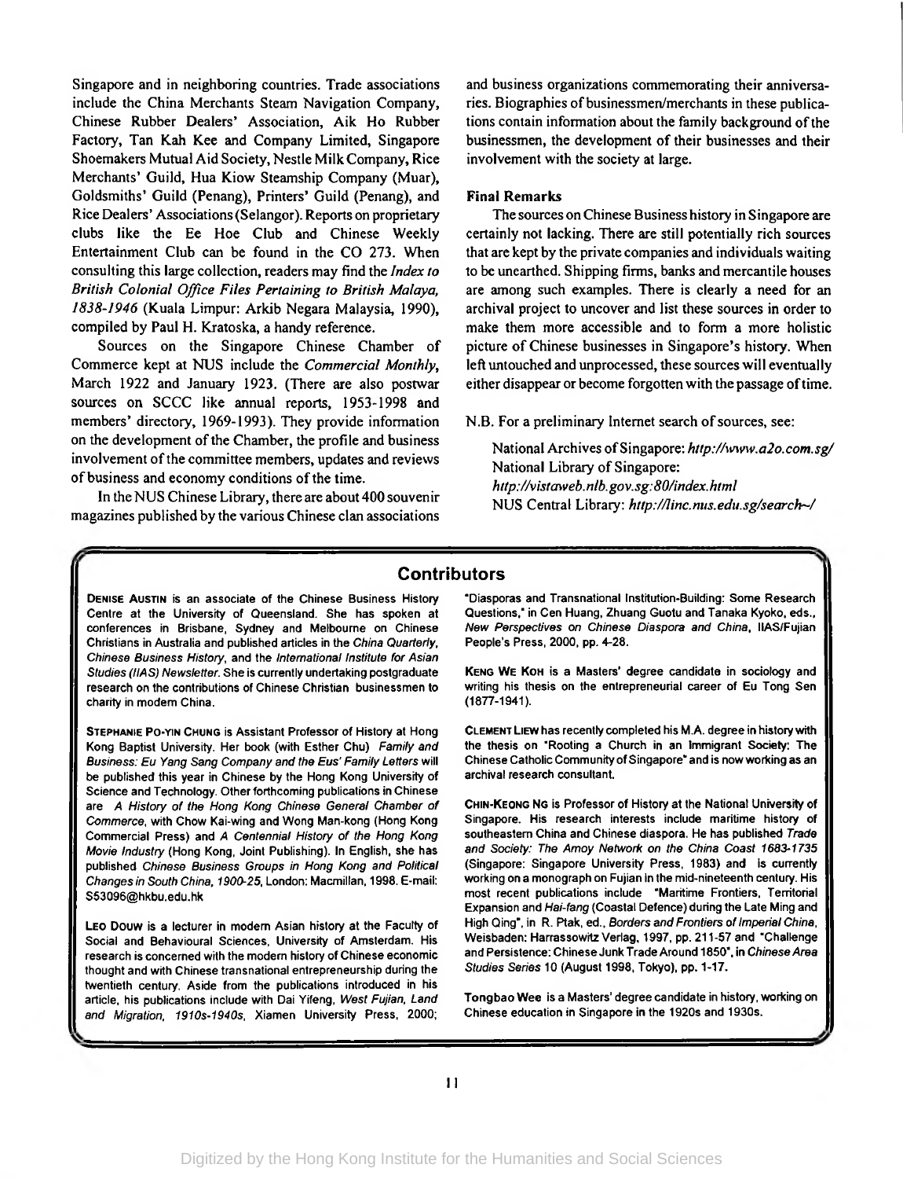Singapore and in neighboring countries. Trade associations include the China Merchants Steam Navigation Company, Chinese Rubber Dealers' Association, Aik Ho Rubber Factory, Tan Kah Kee and Company Limited, Singapore Shoemakers Mutual Aid Society, Nestle Milk Company, Rice Merchants' Guild, Hua Kiow Steamship Company (Muar), Goldsmiths' Guild (Penang), Printers' Guild (Penang), and Rice Dealers' Associations (Selangor). Reports on proprietary clubs like the Ee Hoe Club and Chinese Weekly Entertainment Club can be found in the CO 273. When consulting this large collection, readers may find the *Index to British Colonial Office Files Pertaining to British Malaya, 1838-1946* (Kuala Limpur: Arkib Negara Malaysia, 1990), compiled by Paul H. Kratoska, a handy reference.

Sources on the Singapore Chinese Chamber of Commerce kept at NUS include the *Commercial Monthly*, March 1922 and January 1923. (There are also postwar sources on SCCC like annual reports, 1953-1998 and members' directory, 1969-1993). They provide information on the development of the Chamber, the profile and business involvement of the committee members, updates and reviews of business and economy conditions of the time.

In the NUS Chinese Library, there are about 400 souvenir magazines published by the various Chinese clan associations and business organizations commemorating their anniversaries. Biographies of businessmen/merchants in these publications contain information about the family background of the businessmen, the development of their businesses and their involvement with the society at large.

**Final Remarks**

The sources on Chinese Business history in Singapore are certainly not lacking. There are still potentially rich sources that are kept by the private companies and individuals waiting to be unearthed. Shipping firms, banks and mercantile houses are among such examples. There is clearly a need for an archival project to uncover and list these sources in order to make them more accessible and to form a more holistic picture of Chinese businesses in Singapore's history. When left untouched and unprocessed, these sources will eventually either disappear or become forgotten with the passage of time.

N.B. For a preliminary Internet search of sources, see:

National Archives of Singapore: *http://www.a2o.com.sg/*
National Library of Singapore:
*http://vistaweb.nlb.gov.sg:80/index.html*
NUS Central Library: *http://linc.nus.edu.sg/search~/*

## Contributors

**DENISE AUSTIN** is an associate of the Chinese Business History Centre at the University of Queensland. She has spoken at conferences in Brisbane, Sydney and Melbourne on Chinese Christians in Australia and published articles in the *China Quarterly, Chinese Business History*, and the *International Institute for Asian Studies (IIAS) Newsletter*. She is currently undertaking postgraduate research on the contributions of Chinese Christian businessmen to charity in modern China.

**STEPHANIE PO-YIN CHUNG** is Assistant Professor of History at Hong Kong Baptist University. Her book (with Esther Chu) *Family and Business: Eu Yang Sang Company and the Eus' Family Letters* will be published this year in Chinese by the Hong Kong University of Science and Technology. Other forthcoming publications in Chinese are *A History of the Hong Kong Chinese General Chamber of Commerce*, with Chow Kai-wing and Wong Man-kong (Hong Kong Commercial Press) and *A Centennial History of the Hong Kong Movie Industry* (Hong Kong, Joint Publishing). In English, she has published *Chinese Business Groups in Hong Kong and Political Changes in South China, 1900-25*, London: Macmillan, 1998. E-mail: S53096@hkbu.edu.hk

**LEO DOUW** is a lecturer in modern Asian history at the Faculty of Social and Behavioural Sciences, University of Amsterdam. His research is concerned with the modern history of Chinese economic thought and with Chinese transnational entrepreneurship during the twentieth century. Aside from the publications introduced in his article, his publications include with Dai Yifeng, *West Fujian, Land and Migration, 1910s-1940s*, Xiamen University Press, 2000; "Diasporas and Transnational Institution-Building: Some Research Questions," in Cen Huang, Zhuang Guotu and Tanaka Kyoko, eds., *New Perspectives on Chinese Diaspora and China*, IIAS/Fujian People's Press, 2000, pp. 4-28.

**KENG WE KOH** is a Masters' degree candidate in sociology and writing his thesis on the entrepreneurial career of Eu Tong Sen (1877-1941).

**CLEMENT LIEW** has recently completed his M.A. degree in history with the thesis on "Rooting a Church in an Immigrant Society: The Chinese Catholic Community of Singapore" and is now working as an archival research consultant.

**CHIN-KEONG NG** is Professor of History at the National University of Singapore. His research interests include maritime history of southeastern China and Chinese diaspora. He has published *Trade and Society: The Amoy Network on the China Coast 1683-1735* (Singapore: Singapore University Press, 1983) and is currently working on a monograph on Fujian in the mid-nineteenth century. His most recent publications include "Maritime Frontiers, Territorial Expansion and *Hai-fang* (Coastal Defence) during the Late Ming and High Qing", in R. Ptak, ed., *Borders and Frontiers of Imperial China*, Weisbaden: Harrassowitz Verlag, 1997, pp. 211-57 and "Challenge and Persistence: Chinese Junk Trade Around 1850", in *Chinese Area Studies Series* 10 (August 1998, Tokyo), pp. 1-17.

**Tongbao Wee** is a Masters' degree candidate in history, working on Chinese education in Singapore in the 1920s and 1930s.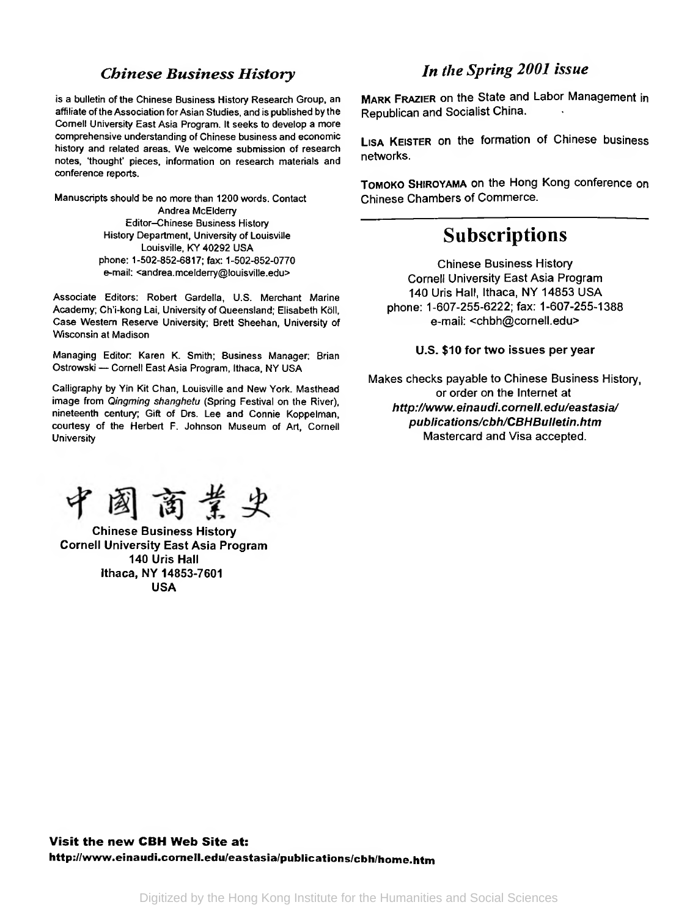## *Chinese Business History*

is a bulletin of the Chinese Business History Research Group, an affiliate of the Association for Asian Studies, and is published by the Cornell University East Asia Program. It seeks to develop a more comprehensive understanding of Chinese business and economic history and related areas. We welcome submission of research notes, 'thought' pieces, information on research materials and conference reports.

Manuscripts should be no more than 1200 words. Contact
Andrea McElderry
Editor–Chinese Business History
History Department, University of Louisville
Louisville, KY 40292 USA
phone: 1-502-852-6817; fax: 1-502-852-0770
e-mail: <andrea.mcelderry@louisville.edu>

Associate Editors: Robert Gardella, U.S. Merchant Marine Academy; Ch'i-kong Lai, University of Queensland; Elisabeth Köll, Case Western Reserve University; Brett Sheehan, University of Wisconsin at Madison

Managing Editor: Karen K. Smith; Business Manager: Brian Ostrowski — Cornell East Asia Program, Ithaca, NY USA

Calligraphy by Yin Kit Chan, Louisville and New York. Masthead image from *Qingming shanghetu* (Spring Festival on the River), nineteenth century; Gift of Drs. Lee and Connie Koppelman, courtesy of the Herbert F. Johnson Museum of Art, Cornell University

## *In the Spring 2001 issue*

**Mark Frazier** on the State and Labor Management in Republican and Socialist China.

**Lisa Keister** on the formation of Chinese business networks.

**Tomoko Shiroyama** on the Hong Kong conference on Chinese Chambers of Commerce.

## Subscriptions

Chinese Business History
Cornell University East Asia Program
140 Uris Hall, Ithaca, NY 14853 USA
phone: 1-607-255-6222; fax: 1-607-255-1388
e-mail: <chbh@cornell.edu>

**U.S. $10 for two issues per year**

Makes checks payable to Chinese Business History, or order on the Internet at
***http://www.einaudi.cornell.edu/eastasia/publications/cbh/CBHBulletin.htm***
Mastercard and Visa accepted.

中國商業史

**Chinese Business History**
**Cornell University East Asia Program**
**140 Uris Hall**
**Ithaca, NY 14853-7601**
**USA**

**Visit the new CBH Web Site at:**
**http://www.einaudi.cornell.edu/eastasia/publications/cbh/home.htm**